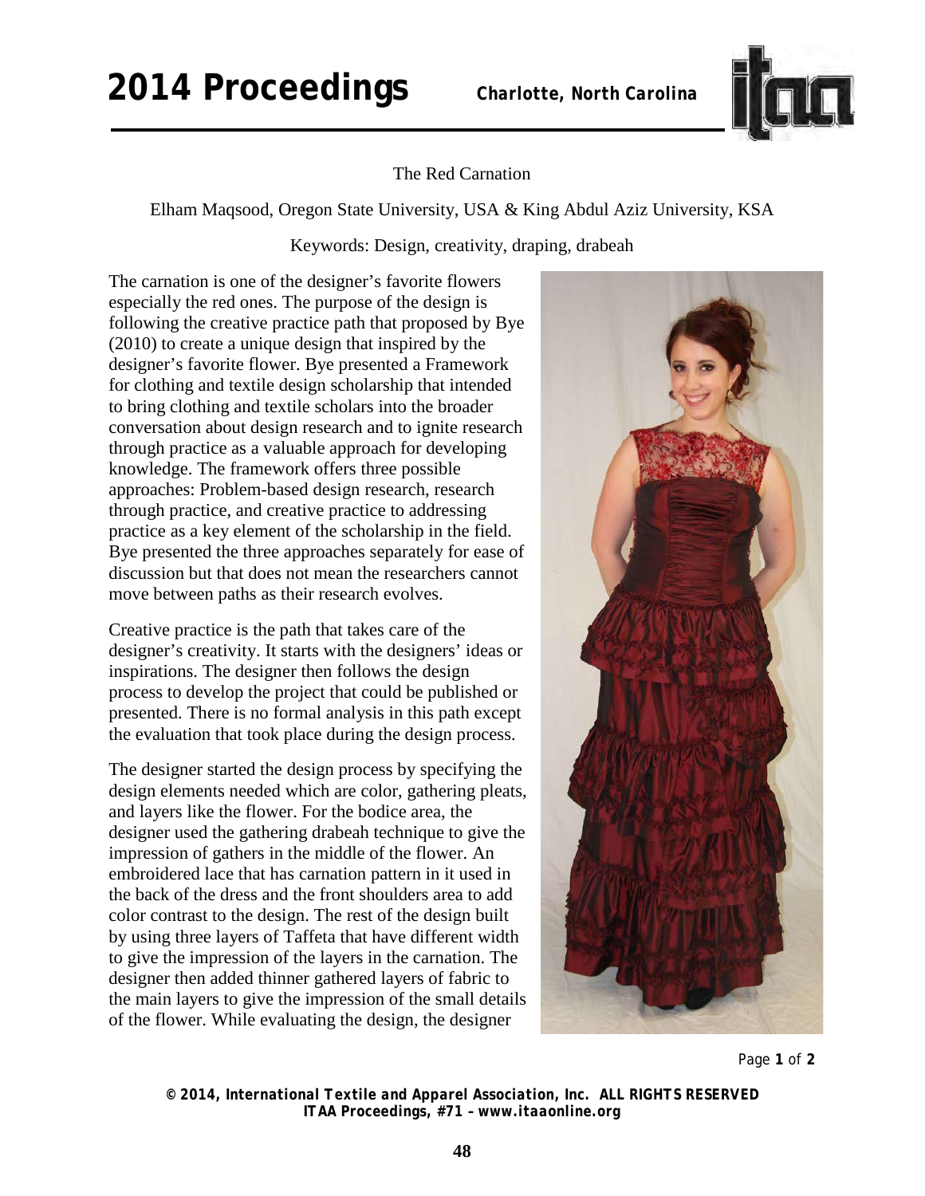# The Red Carnation

Elham Maqsood, Oregon State University, USA & King Abdul Aziz University, KSA

Keywords: Design, creativity, draping, drabeah

The carnation is one of the designer's favorite flowers especially the red ones. The purpose of the design is following the creative practice path that proposed by Bye (2010) to create a unique design that inspired by the designer's favorite flower. Bye presented a Framework for clothing and textile design scholarship that intended to bring clothing and textile scholars into the broader conversation about design research and to ignite research through practice as a valuable approach for developing knowledge. The framework offers three possible approaches: Problem-based design research, research through practice, and creative practice to addressing practice as a key element of the scholarship in the field. Bye presented the three approaches separately for ease of discussion but that does not mean the researchers cannot move between paths as their research evolves.

Creative practice is the path that takes care of the designer's creativity. It starts with the designers' ideas or inspirations. The designer then follows the design process to develop the project that could be published or presented. There is no formal analysis in this path except the evaluation that took place during the design process.

The designer started the design process by specifying the design elements needed which are color, gathering pleats, and layers like the flower. For the bodice area, the designer used the gathering drabeah technique to give the impression of gathers in the middle of the flower. An embroidered lace that has carnation pattern in it used in the back of the dress and the front shoulders area to add color contrast to the design. The rest of the design built by using three layers of Taffeta that have different width to give the impression of the layers in the carnation. The designer then added thinner gathered layers of fabric to the main layers to give the impression of the small details of the flower. While evaluating the design, the designer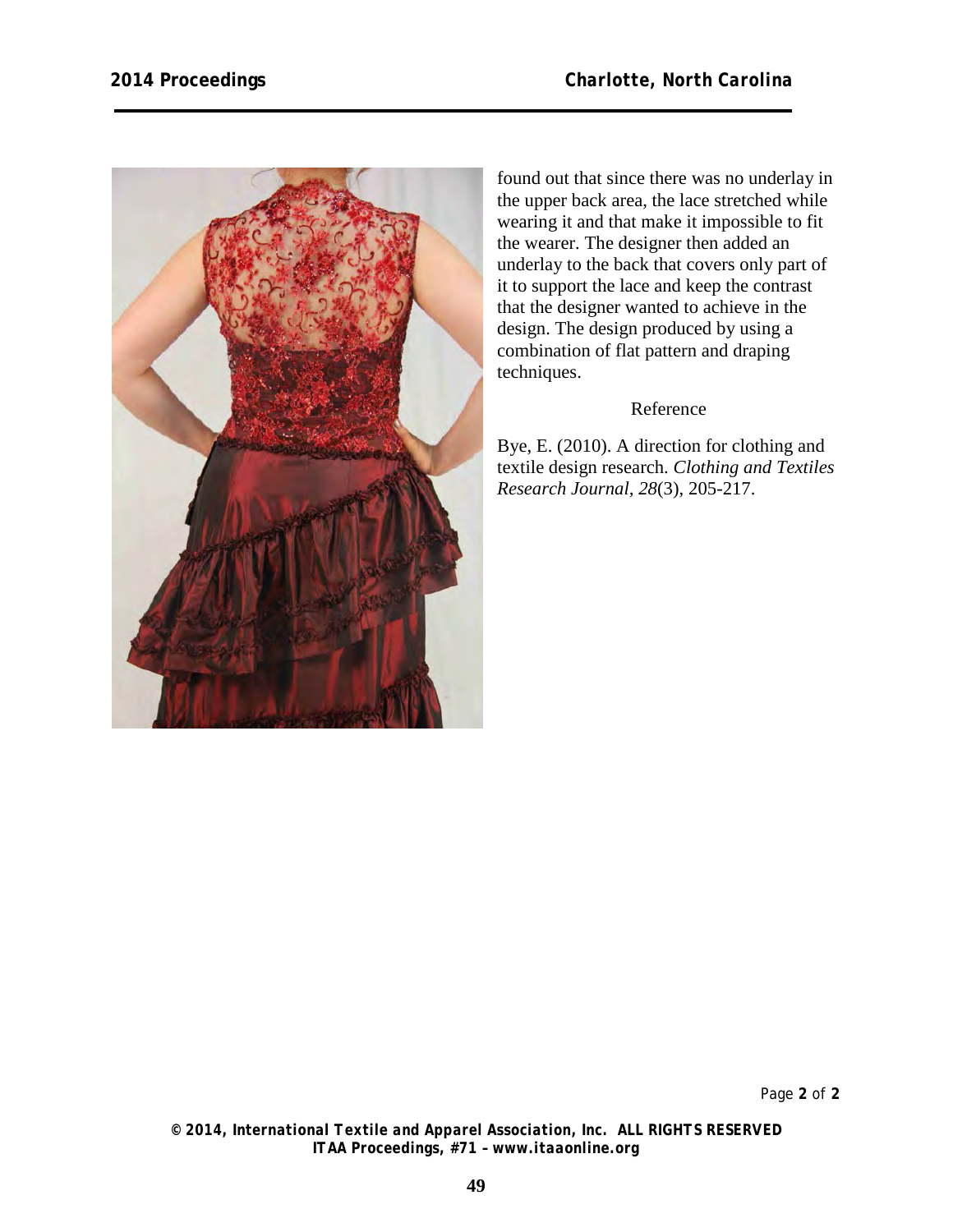found out that since there was no underlay in the upper back area, the lace stretched while wearing it and that make it impossible to fit the wearer. The designer then added an underlay to the back that covers only part of it to support the lace and keep the contrast that the designer wanted to achieve in the design. The design produced by using a combination of flat pattern and draping techniques.

## Reference

Bye, E. (2010). A direction for clothing and textile design research. *Clothing and Textiles Research Journal*, *28*(3), 205-217.